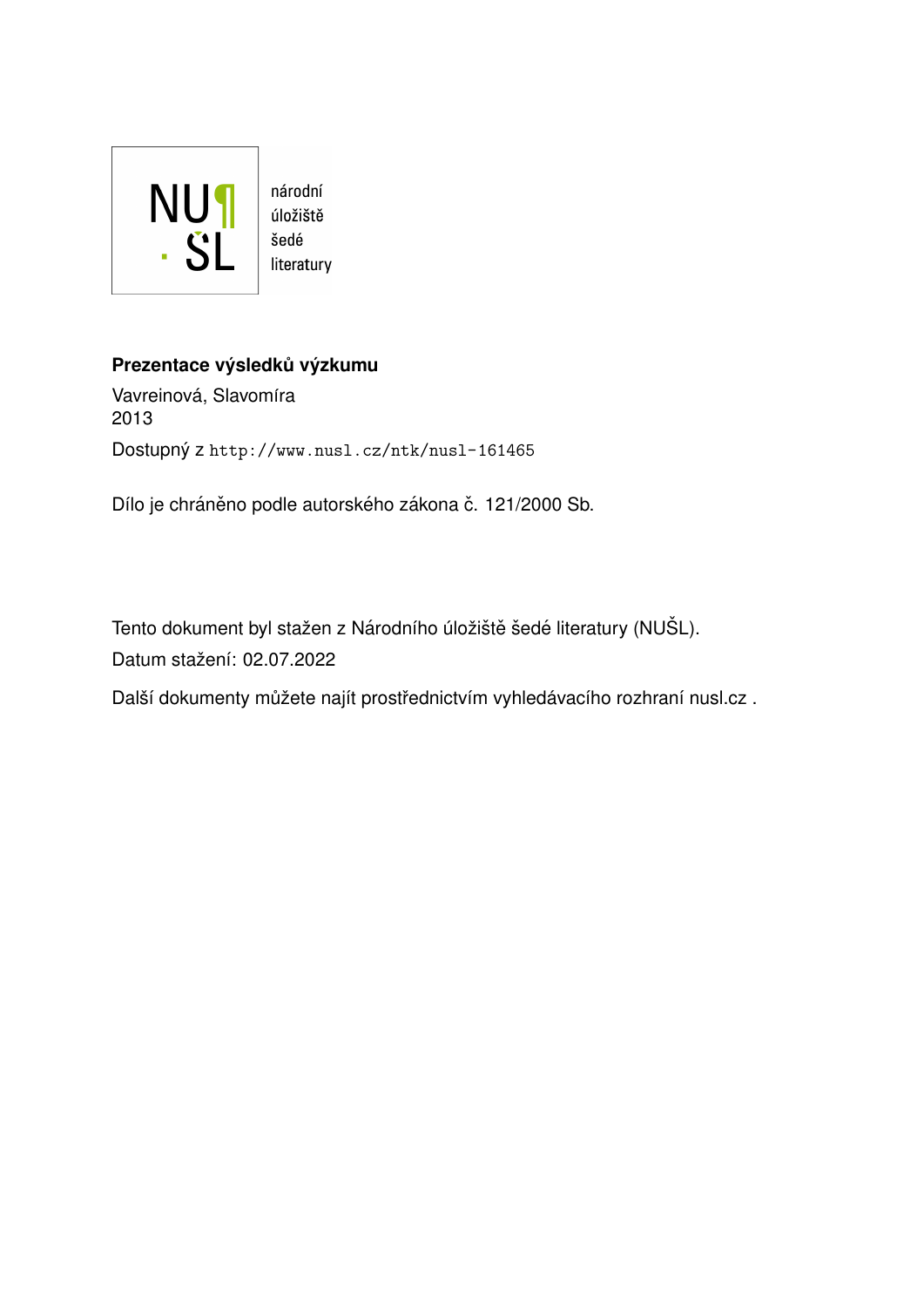NU¶
ŠL

národní
úložiště
šedé
literatury

**Prezentace výsledků výzkumu**

Vavreinová, Slavomíra
2013

Dostupný z http://www.nusl.cz/ntk/nusl-161465

Dílo je chráněno podle autorského zákona č. 121/2000 Sb.

Tento dokument byl stažen z Národního úložiště šedé literatury (NUŠL).

Datum stažení: 02.07.2022

Další dokumenty můžete najít prostřednictvím vyhledávacího rozhraní nusl.cz .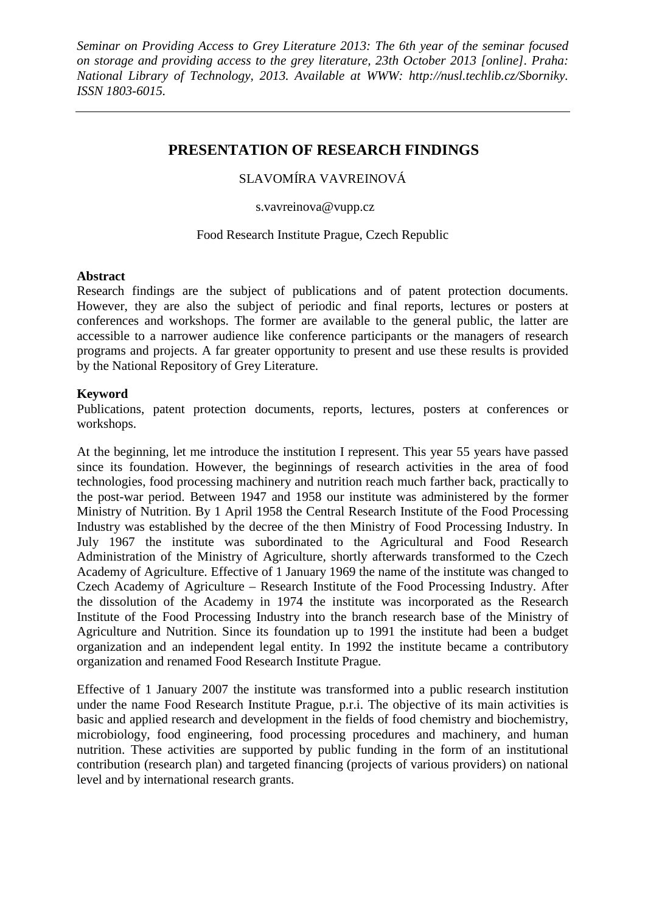*Seminar on Providing Access to Grey Literature 2013: The 6th year of the seminar focused on storage and providing access to the grey literature, 23th October 2013 [online]. Praha: National Library of Technology, 2013. Available at WWW: http://nusl.techlib.cz/Sborniky. ISSN 1803-6015.*

---

# PRESENTATION OF RESEARCH FINDINGS

SLAVOMÍRA VAVREINOVÁ

s.vavreinova@vupp.cz

Food Research Institute Prague, Czech Republic

**Abstract**

Research findings are the subject of publications and of patent protection documents. However, they are also the subject of periodic and final reports, lectures or posters at conferences and workshops. The former are available to the general public, the latter are accessible to a narrower audience like conference participants or the managers of research programs and projects. A far greater opportunity to present and use these results is provided by the National Repository of Grey Literature.

**Keyword**

Publications, patent protection documents, reports, lectures, posters at conferences or workshops.

At the beginning, let me introduce the institution I represent. This year 55 years have passed since its foundation. However, the beginnings of research activities in the area of food technologies, food processing machinery and nutrition reach much farther back, practically to the post-war period. Between 1947 and 1958 our institute was administered by the former Ministry of Nutrition. By 1 April 1958 the Central Research Institute of the Food Processing Industry was established by the decree of the then Ministry of Food Processing Industry. In July 1967 the institute was subordinated to the Agricultural and Food Research Administration of the Ministry of Agriculture, shortly afterwards transformed to the Czech Academy of Agriculture. Effective of 1 January 1969 the name of the institute was changed to Czech Academy of Agriculture – Research Institute of the Food Processing Industry. After the dissolution of the Academy in 1974 the institute was incorporated as the Research Institute of the Food Processing Industry into the branch research base of the Ministry of Agriculture and Nutrition. Since its foundation up to 1991 the institute had been a budget organization and an independent legal entity. In 1992 the institute became a contributory organization and renamed Food Research Institute Prague.

Effective of 1 January 2007 the institute was transformed into a public research institution under the name Food Research Institute Prague, p.r.i. The objective of its main activities is basic and applied research and development in the fields of food chemistry and biochemistry, microbiology, food engineering, food processing procedures and machinery, and human nutrition. These activities are supported by public funding in the form of an institutional contribution (research plan) and targeted financing (projects of various providers) on national level and by international research grants.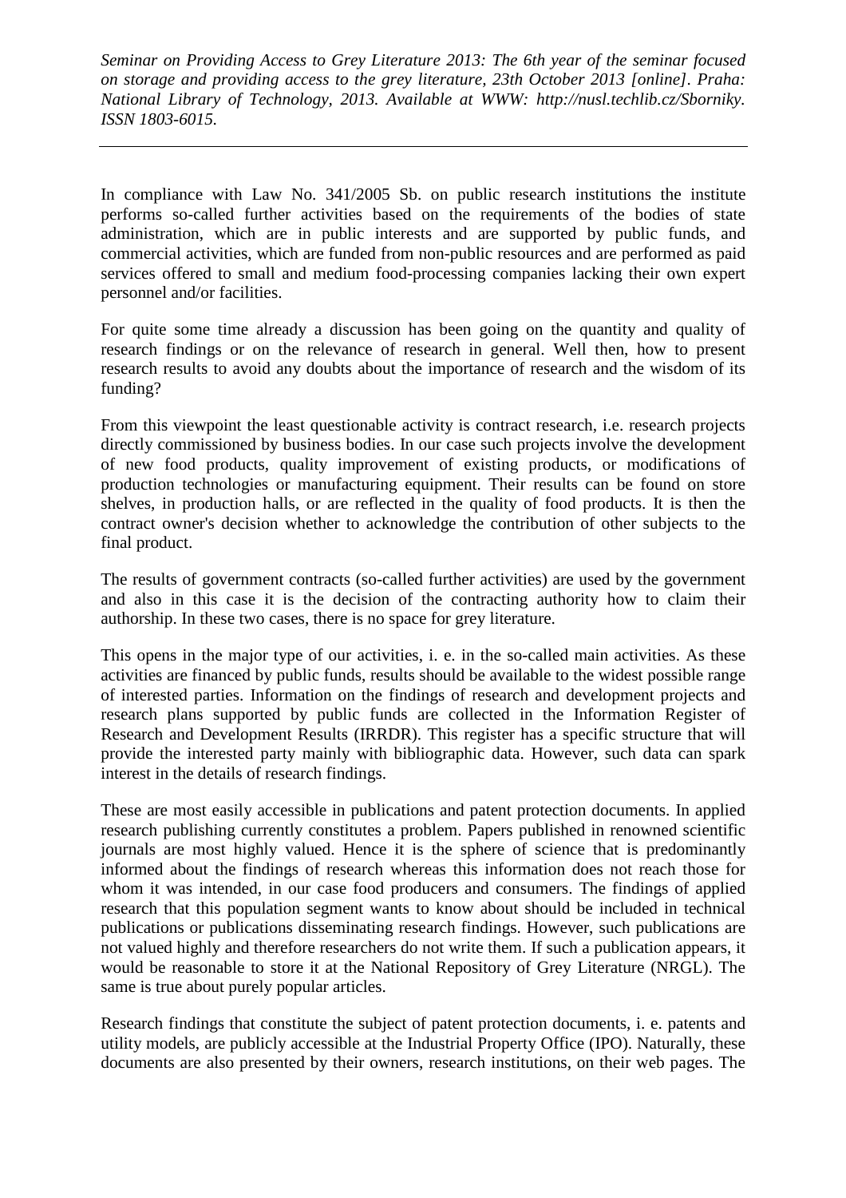In compliance with Law No. 341/2005 Sb. on public research institutions the institute performs so-called further activities based on the requirements of the bodies of state administration, which are in public interests and are supported by public funds, and commercial activities, which are funded from non-public resources and are performed as paid services offered to small and medium food-processing companies lacking their own expert personnel and/or facilities.

For quite some time already a discussion has been going on the quantity and quality of research findings or on the relevance of research in general. Well then, how to present research results to avoid any doubts about the importance of research and the wisdom of its funding?

From this viewpoint the least questionable activity is contract research, i.e. research projects directly commissioned by business bodies. In our case such projects involve the development of new food products, quality improvement of existing products, or modifications of production technologies or manufacturing equipment. Their results can be found on store shelves, in production halls, or are reflected in the quality of food products. It is then the contract owner's decision whether to acknowledge the contribution of other subjects to the final product.

The results of government contracts (so-called further activities) are used by the government and also in this case it is the decision of the contracting authority how to claim their authorship. In these two cases, there is no space for grey literature.

This opens in the major type of our activities, i. e. in the so-called main activities. As these activities are financed by public funds, results should be available to the widest possible range of interested parties. Information on the findings of research and development projects and research plans supported by public funds are collected in the Information Register of Research and Development Results (IRRDR). This register has a specific structure that will provide the interested party mainly with bibliographic data. However, such data can spark interest in the details of research findings.

These are most easily accessible in publications and patent protection documents. In applied research publishing currently constitutes a problem. Papers published in renowned scientific journals are most highly valued. Hence it is the sphere of science that is predominantly informed about the findings of research whereas this information does not reach those for whom it was intended, in our case food producers and consumers. The findings of applied research that this population segment wants to know about should be included in technical publications or publications disseminating research findings. However, such publications are not valued highly and therefore researchers do not write them. If such a publication appears, it would be reasonable to store it at the National Repository of Grey Literature (NRGL). The same is true about purely popular articles.

Research findings that constitute the subject of patent protection documents, i. e. patents and utility models, are publicly accessible at the Industrial Property Office (IPO). Naturally, these documents are also presented by their owners, research institutions, on their web pages. The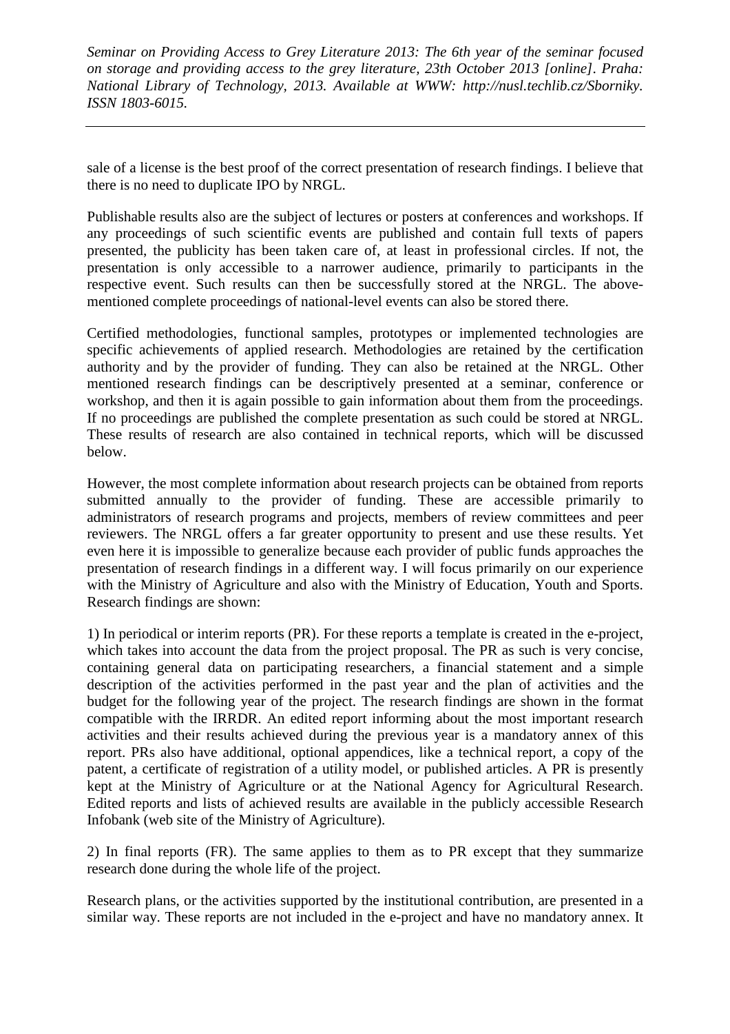sale of a license is the best proof of the correct presentation of research findings. I believe that there is no need to duplicate IPO by NRGL.

Publishable results also are the subject of lectures or posters at conferences and workshops. If any proceedings of such scientific events are published and contain full texts of papers presented, the publicity has been taken care of, at least in professional circles. If not, the presentation is only accessible to a narrower audience, primarily to participants in the respective event. Such results can then be successfully stored at the NRGL. The above-mentioned complete proceedings of national-level events can also be stored there.

Certified methodologies, functional samples, prototypes or implemented technologies are specific achievements of applied research. Methodologies are retained by the certification authority and by the provider of funding. They can also be retained at the NRGL. Other mentioned research findings can be descriptively presented at a seminar, conference or workshop, and then it is again possible to gain information about them from the proceedings. If no proceedings are published the complete presentation as such could be stored at NRGL. These results of research are also contained in technical reports, which will be discussed below.

However, the most complete information about research projects can be obtained from reports submitted annually to the provider of funding. These are accessible primarily to administrators of research programs and projects, members of review committees and peer reviewers. The NRGL offers a far greater opportunity to present and use these results. Yet even here it is impossible to generalize because each provider of public funds approaches the presentation of research findings in a different way. I will focus primarily on our experience with the Ministry of Agriculture and also with the Ministry of Education, Youth and Sports. Research findings are shown:

1) In periodical or interim reports (PR). For these reports a template is created in the e-project, which takes into account the data from the project proposal. The PR as such is very concise, containing general data on participating researchers, a financial statement and a simple description of the activities performed in the past year and the plan of activities and the budget for the following year of the project. The research findings are shown in the format compatible with the IRRDR. An edited report informing about the most important research activities and their results achieved during the previous year is a mandatory annex of this report. PRs also have additional, optional appendices, like a technical report, a copy of the patent, a certificate of registration of a utility model, or published articles. A PR is presently kept at the Ministry of Agriculture or at the National Agency for Agricultural Research. Edited reports and lists of achieved results are available in the publicly accessible Research Infobank (web site of the Ministry of Agriculture).

2) In final reports (FR). The same applies to them as to PR except that they summarize research done during the whole life of the project.

Research plans, or the activities supported by the institutional contribution, are presented in a similar way. These reports are not included in the e-project and have no mandatory annex. It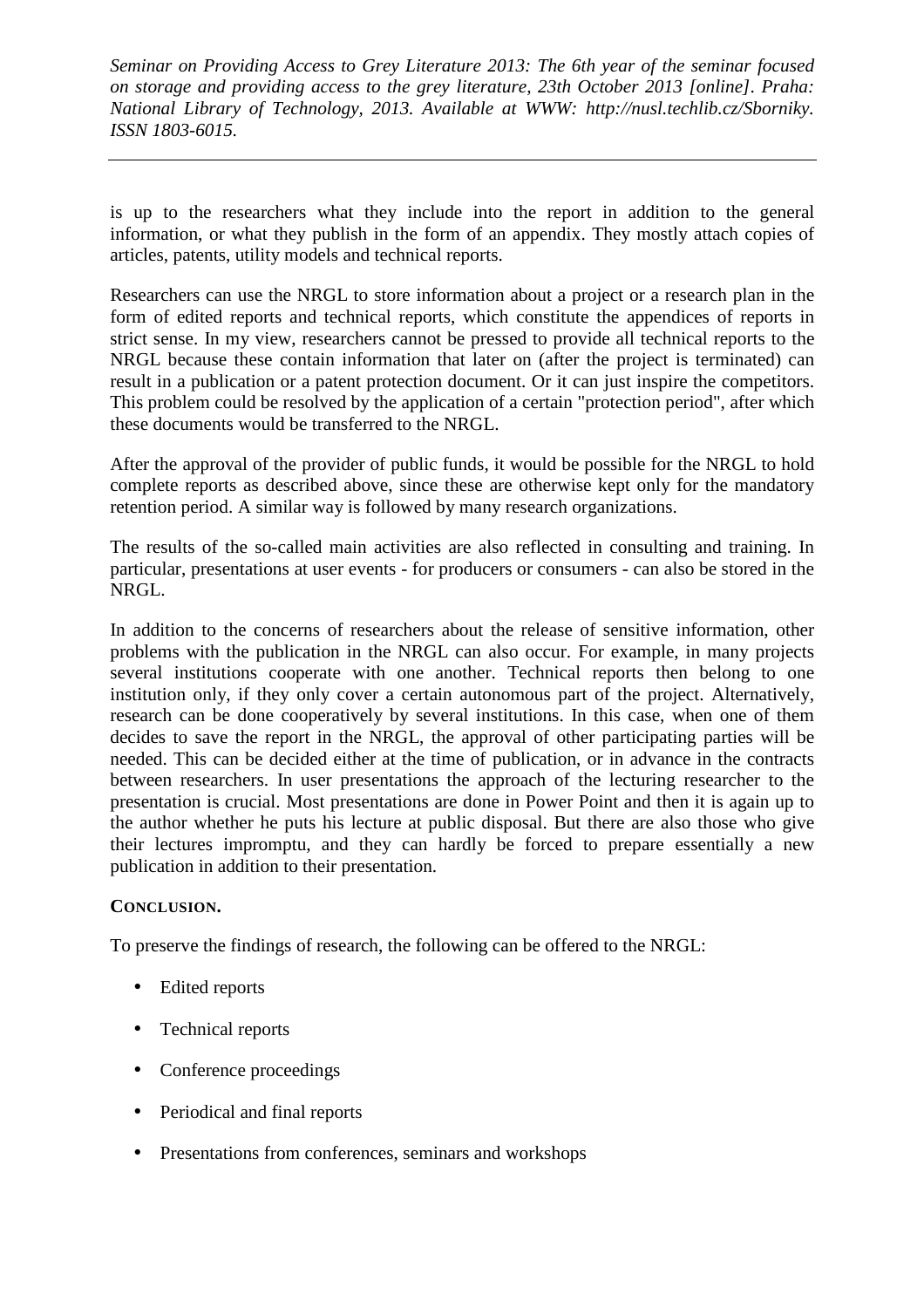is up to the researchers what they include into the report in addition to the general information, or what they publish in the form of an appendix. They mostly attach copies of articles, patents, utility models and technical reports.

Researchers can use the NRGL to store information about a project or a research plan in the form of edited reports and technical reports, which constitute the appendices of reports in strict sense. In my view, researchers cannot be pressed to provide all technical reports to the NRGL because these contain information that later on (after the project is terminated) can result in a publication or a patent protection document. Or it can just inspire the competitors. This problem could be resolved by the application of a certain "protection period", after which these documents would be transferred to the NRGL.

After the approval of the provider of public funds, it would be possible for the NRGL to hold complete reports as described above, since these are otherwise kept only for the mandatory retention period. A similar way is followed by many research organizations.

The results of the so-called main activities are also reflected in consulting and training. In particular, presentations at user events - for producers or consumers - can also be stored in the NRGL.

In addition to the concerns of researchers about the release of sensitive information, other problems with the publication in the NRGL can also occur. For example, in many projects several institutions cooperate with one another. Technical reports then belong to one institution only, if they only cover a certain autonomous part of the project. Alternatively, research can be done cooperatively by several institutions. In this case, when one of them decides to save the report in the NRGL, the approval of other participating parties will be needed. This can be decided either at the time of publication, or in advance in the contracts between researchers. In user presentations the approach of the lecturing researcher to the presentation is crucial. Most presentations are done in Power Point and then it is again up to the author whether he puts his lecture at public disposal. But there are also those who give their lectures impromptu, and they can hardly be forced to prepare essentially a new publication in addition to their presentation.

**CONCLUSION.**

To preserve the findings of research, the following can be offered to the NRGL:

- Edited reports
- Technical reports
- Conference proceedings
- Periodical and final reports
- Presentations from conferences, seminars and workshops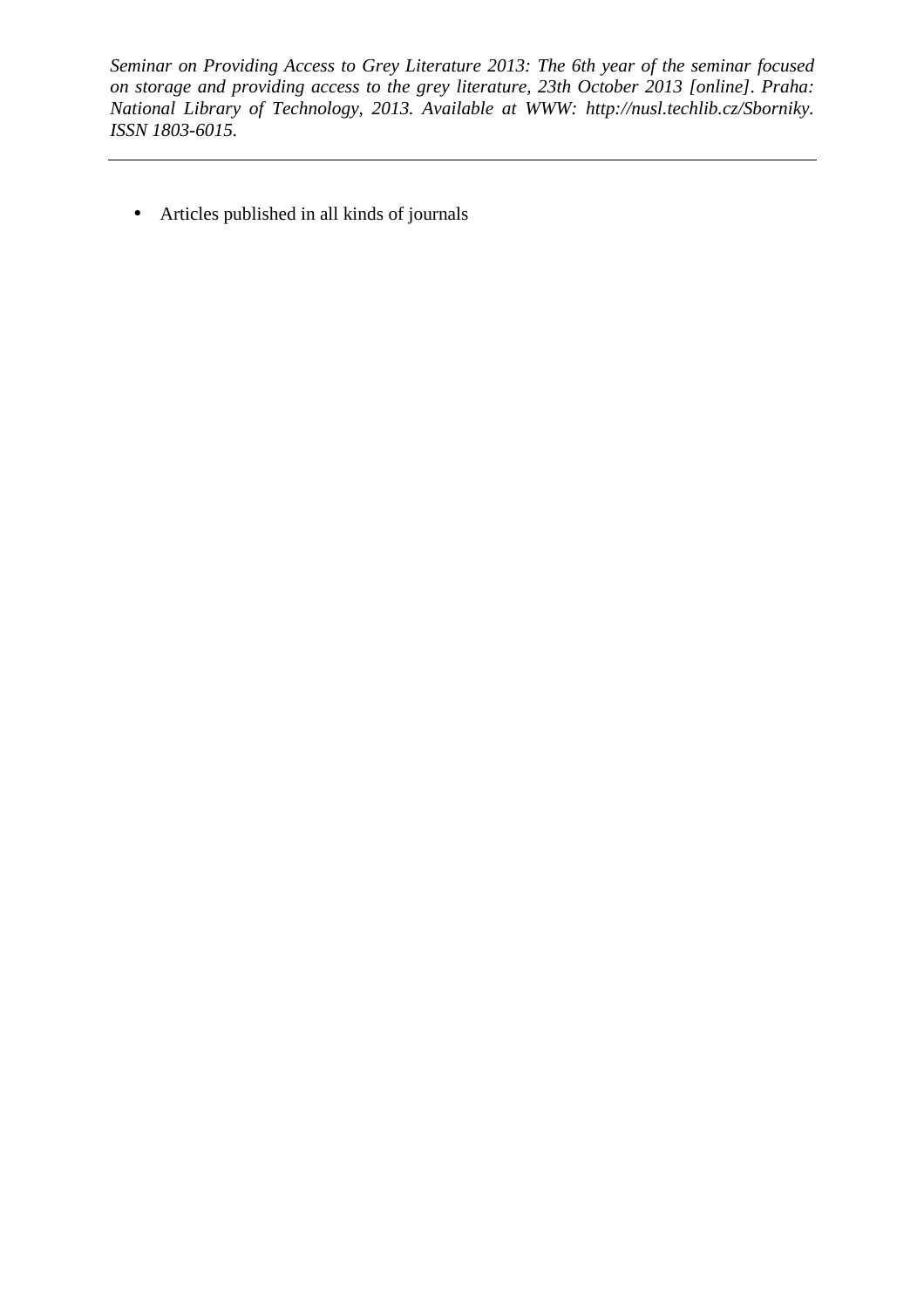- Articles published in all kinds of journals